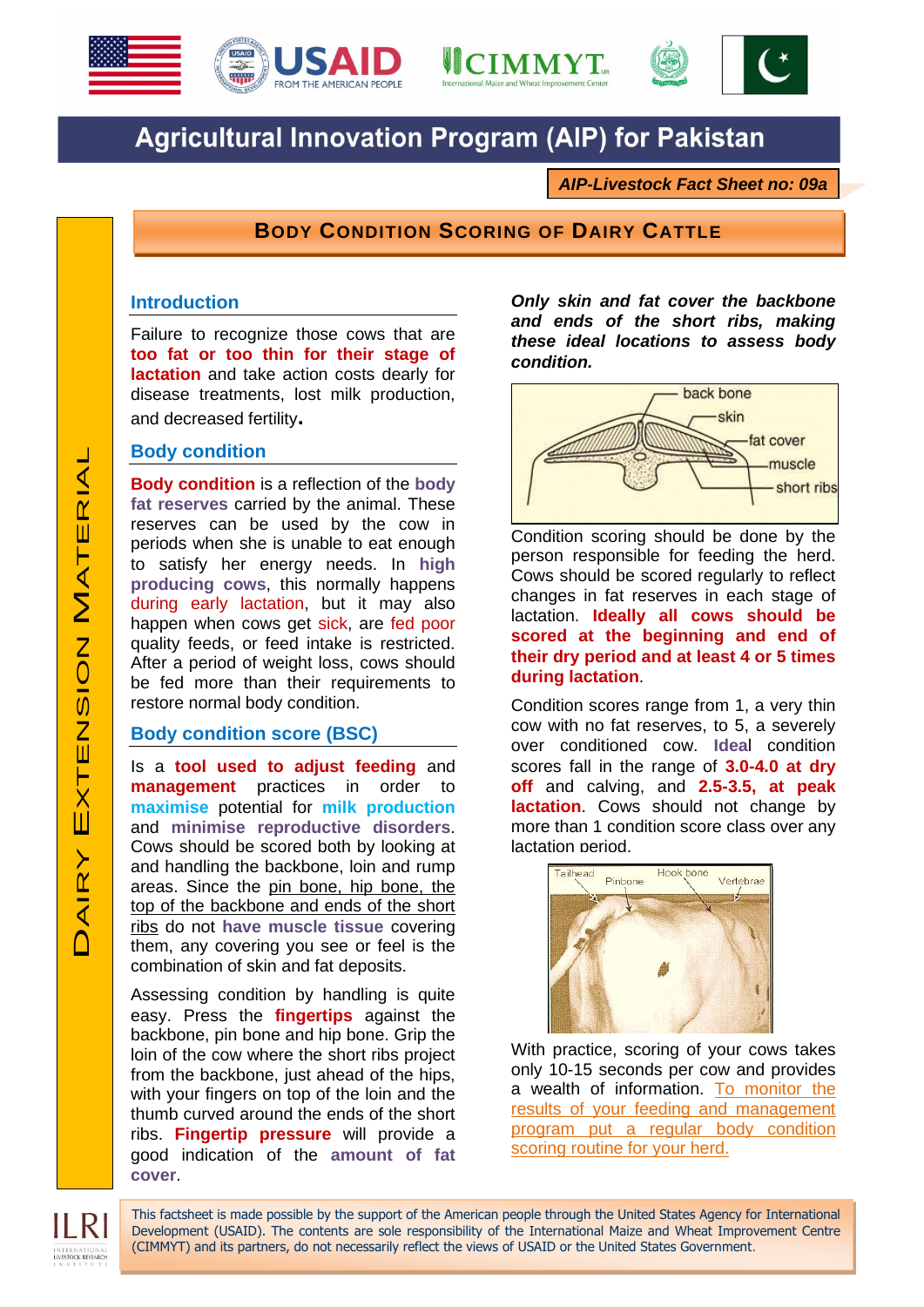# Agricultural Innovation Program (AIP) for Pakistan

***AIP-Livestock Fact Sheet no: 09a***

## BODY CONDITION SCORING OF DAIRY CATTLE

DAIRY EXTENSION MATERIAL

### Introduction

Failure to recognize those cows that are **too fat or too thin for their stage of lactation** and take action costs dearly for disease treatments, lost milk production, and decreased fertility.

### Body condition

**Body condition** is a reflection of the **body fat reserves** carried by the animal. These reserves can be used by the cow in periods when she is unable to eat enough to satisfy her energy needs. In **high producing cows**, this normally happens during early lactation, but it may also happen when cows get sick, are fed poor quality feeds, or feed intake is restricted. After a period of weight loss, cows should be fed more than their requirements to restore normal body condition.

### Body condition score (BSC)

Is a **tool used to adjust feeding** and **management** practices in order to **maximise** potential for **milk production** and **minimise reproductive disorders**. Cows should be scored both by looking at and handling the backbone, loin and rump areas. Since the pin bone, hip bone, the top of the backbone and ends of the short ribs do not **have muscle tissue** covering them, any covering you see or feel is the combination of skin and fat deposits.

Assessing condition by handling is quite easy. Press the **fingertips** against the backbone, pin bone and hip bone. Grip the loin of the cow where the short ribs project from the backbone, just ahead of the hips, with your fingers on top of the loin and the thumb curved around the ends of the short ribs. **Fingertip pressure** will provide a good indication of the **amount of fat cover**.

***Only skin and fat cover the backbone and ends of the short ribs, making these ideal locations to assess body condition.***

back bone, skin, fat cover, muscle, short ribs

Condition scoring should be done by the person responsible for feeding the herd. Cows should be scored regularly to reflect changes in fat reserves in each stage of lactation. **Ideally all cows should be scored at the beginning and end of their dry period and at least 4 or 5 times during lactation**.

Condition scores range from 1, a very thin cow with no fat reserves, to 5, a severely over conditioned cow. **Ideal** condition scores fall in the range of **3.0-4.0 at dry off** and calving, and **2.5-3.5, at peak lactation**. Cows should not change by more than 1 condition score class over any lactation period.

Tailhead, Pinbone, Hook bone, Vertebrae

With practice, scoring of your cows takes only 10-15 seconds per cow and provides a wealth of information. To monitor the results of your feeding and management program put a regular body condition scoring routine for your herd.

This factsheet is made possible by the support of the American people through the United States Agency for International Development (USAID). The contents are sole responsibility of the International Maize and Wheat Improvement Centre (CIMMYT) and its partners, do not necessarily reflect the views of USAID or the United States Government.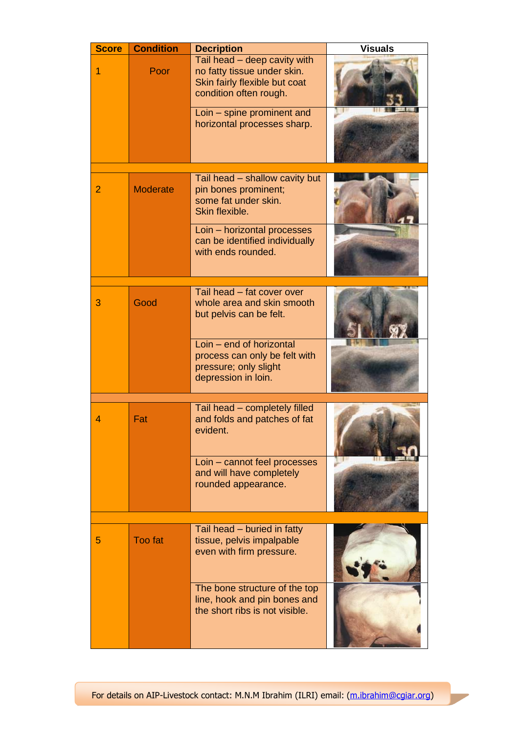| Score | Condition | Decription | Visuals |
|---|---|---|---|
| 1 | Poor | Tail head – deep cavity with no fatty tissue under skin. Skin fairly flexible but coat condition often rough. | |
| | | Loin – spine prominent and horizontal processes sharp. | |
| 2 | Moderate | Tail head – shallow cavity but pin bones prominent; some fat under skin. Skin flexible. | |
| | | Loin – horizontal processes can be identified individually with ends rounded. | |
| 3 | Good | Tail head – fat cover over whole area and skin smooth but pelvis can be felt. | |
| | | Loin – end of horizontal process can only be felt with pressure; only slight depression in loin. | |
| 4 | Fat | Tail head – completely filled and folds and patches of fat evident. | |
| | | Loin – cannot feel processes and will have completely rounded appearance. | |
| 5 | Too fat | Tail head – buried in fatty tissue, pelvis impalpable even with firm pressure. | |
| | | The bone structure of the top line, hook and pin bones and the short ribs is not visible. | |

For details on AIP-Livestock contact: M.N.M Ibrahim (ILRI) email: (m.ibrahim@cgiar.org)